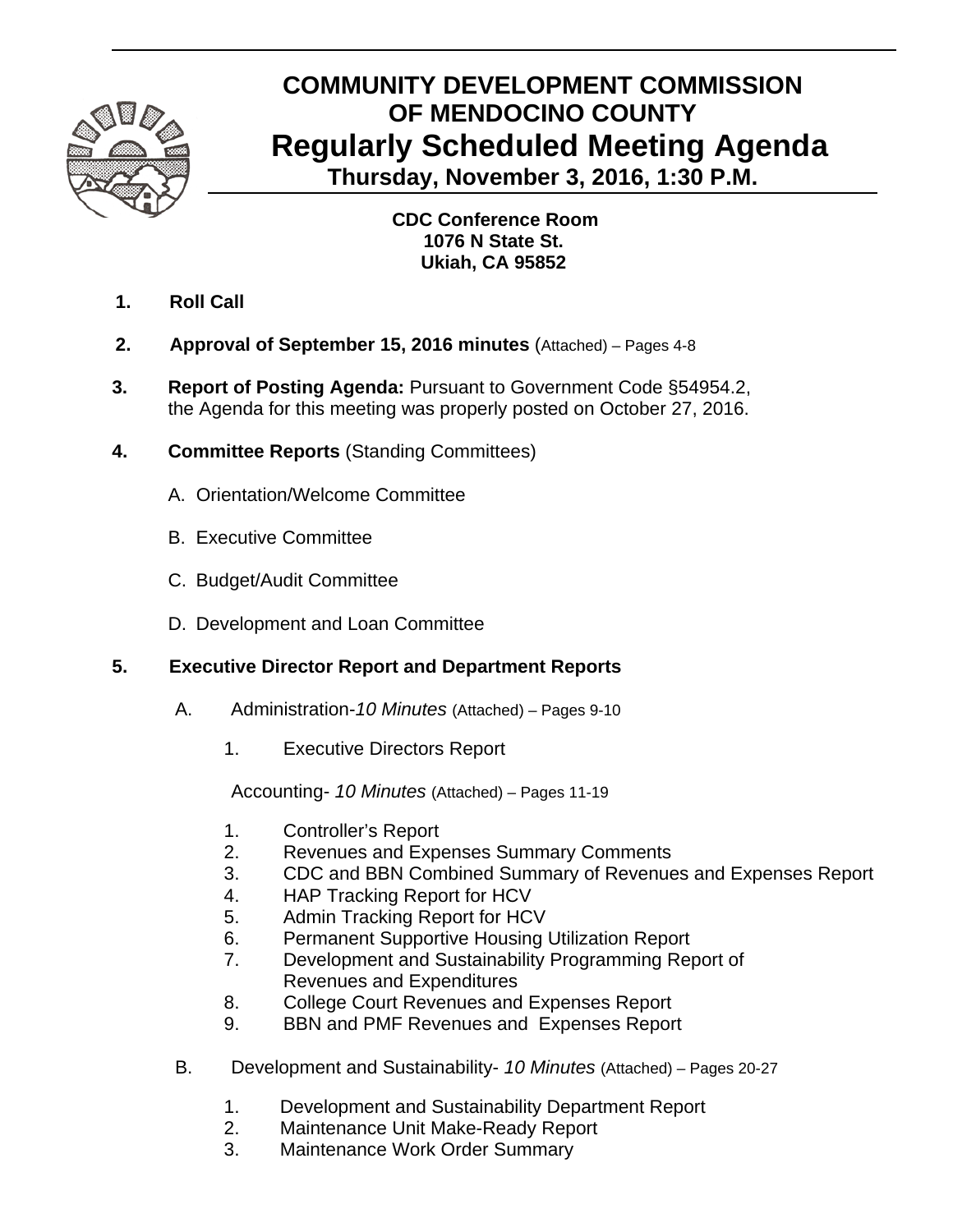# COMMUNITY DEVELOPMENT COMMISSION OF MENDOCINO COUNTY

## Regularly Scheduled Meeting Agenda

### Thursday, November 3, 2016, 1:30 P.M.

**CDC Conference Room**
**1076 N State St.**
**Ukiah, CA 95852**

1. **Roll Call**

2. **Approval of September 15, 2016 minutes** (Attached) – Pages 4-8

3. **Report of Posting Agenda:** Pursuant to Government Code §54954.2, the Agenda for this meeting was properly posted on October 27, 2016.

4. **Committee Reports** (Standing Committees)

   A. Orientation/Welcome Committee

   B. Executive Committee

   C. Budget/Audit Committee

   D. Development and Loan Committee

5. **Executive Director Report and Department Reports**

   A. Administration-*10 Minutes* (Attached) – Pages 9-10

      1. Executive Directors Report

      Accounting- *10 Minutes* (Attached) – Pages 11-19

      1. Controller's Report
      2. Revenues and Expenses Summary Comments
      3. CDC and BBN Combined Summary of Revenues and Expenses Report
      4. HAP Tracking Report for HCV
      5. Admin Tracking Report for HCV
      6. Permanent Supportive Housing Utilization Report
      7. Development and Sustainability Programming Report of Revenues and Expenditures
      8. College Court Revenues and Expenses Report
      9. BBN and PMF Revenues and Expenses Report

   B. Development and Sustainability- *10 Minutes* (Attached) – Pages 20-27

      1. Development and Sustainability Department Report
      2. Maintenance Unit Make-Ready Report
      3. Maintenance Work Order Summary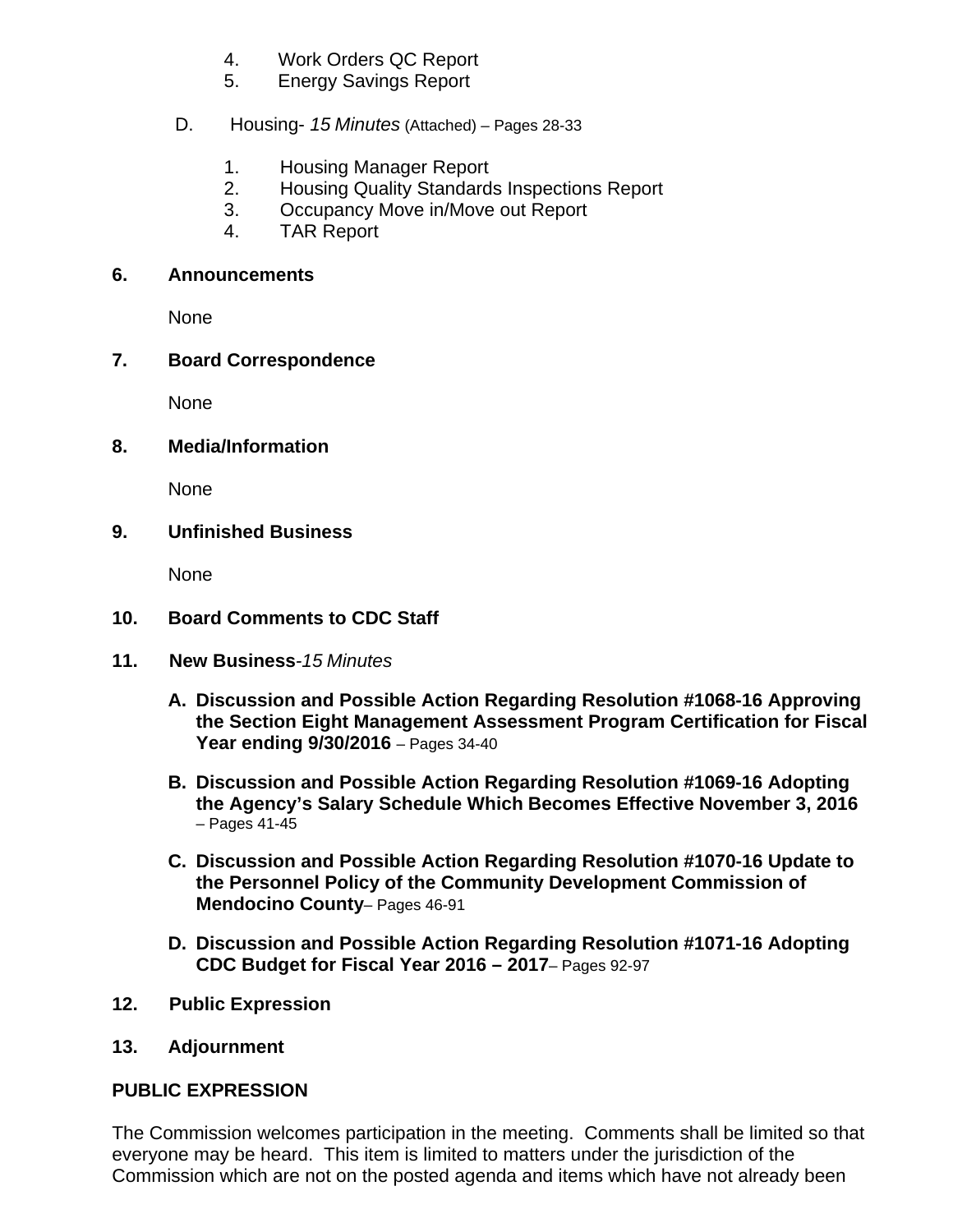4. Work Orders QC Report
5. Energy Savings Report

D. Housing- *15 Minutes* (Attached) – Pages 28-33

1. Housing Manager Report
2. Housing Quality Standards Inspections Report
3. Occupancy Move in/Move out Report
4. TAR Report

**6. Announcements**

None

**7. Board Correspondence**

None

**8. Media/Information**

None

**9. Unfinished Business**

None

**10. Board Comments to CDC Staff**

**11. New Business**-*15 Minutes*

**A. Discussion and Possible Action Regarding Resolution #1068-16 Approving the Section Eight Management Assessment Program Certification for Fiscal Year ending 9/30/2016** – Pages 34-40

**B. Discussion and Possible Action Regarding Resolution #1069-16 Adopting the Agency's Salary Schedule Which Becomes Effective November 3, 2016** – Pages 41-45

**C. Discussion and Possible Action Regarding Resolution #1070-16 Update to the Personnel Policy of the Community Development Commission of Mendocino County**– Pages 46-91

**D. Discussion and Possible Action Regarding Resolution #1071-16 Adopting CDC Budget for Fiscal Year 2016 – 2017**– Pages 92-97

**12. Public Expression**

**13. Adjournment**

**PUBLIC EXPRESSION**

The Commission welcomes participation in the meeting. Comments shall be limited so that everyone may be heard. This item is limited to matters under the jurisdiction of the Commission which are not on the posted agenda and items which have not already been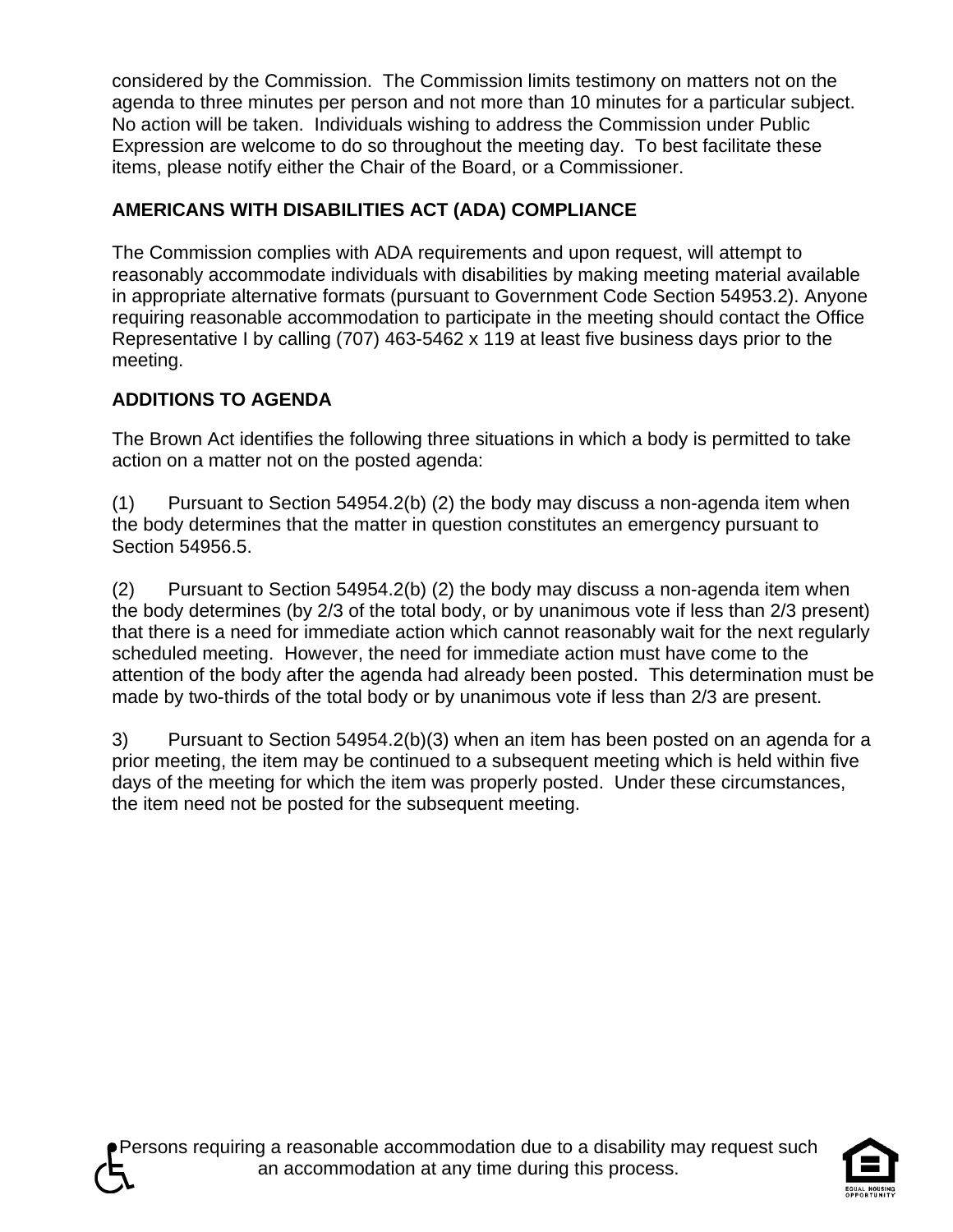considered by the Commission. The Commission limits testimony on matters not on the agenda to three minutes per person and not more than 10 minutes for a particular subject. No action will be taken. Individuals wishing to address the Commission under Public Expression are welcome to do so throughout the meeting day. To best facilitate these items, please notify either the Chair of the Board, or a Commissioner.

**AMERICANS WITH DISABILITIES ACT (ADA) COMPLIANCE**

The Commission complies with ADA requirements and upon request, will attempt to reasonably accommodate individuals with disabilities by making meeting material available in appropriate alternative formats (pursuant to Government Code Section 54953.2). Anyone requiring reasonable accommodation to participate in the meeting should contact the Office Representative I by calling (707) 463-5462 x 119 at least five business days prior to the meeting.

**ADDITIONS TO AGENDA**

The Brown Act identifies the following three situations in which a body is permitted to take action on a matter not on the posted agenda:

(1) Pursuant to Section 54954.2(b) (2) the body may discuss a non-agenda item when the body determines that the matter in question constitutes an emergency pursuant to Section 54956.5.

(2) Pursuant to Section 54954.2(b) (2) the body may discuss a non-agenda item when the body determines (by 2/3 of the total body, or by unanimous vote if less than 2/3 present) that there is a need for immediate action which cannot reasonably wait for the next regularly scheduled meeting. However, the need for immediate action must have come to the attention of the body after the agenda had already been posted. This determination must be made by two-thirds of the total body or by unanimous vote if less than 2/3 are present.

3) Pursuant to Section 54954.2(b)(3) when an item has been posted on an agenda for a prior meeting, the item may be continued to a subsequent meeting which is held within five days of the meeting for which the item was properly posted. Under these circumstances, the item need not be posted for the subsequent meeting.

Persons requiring a reasonable accommodation due to a disability may request such an accommodation at any time during this process.

EQUAL HOUSING OPPORTUNITY